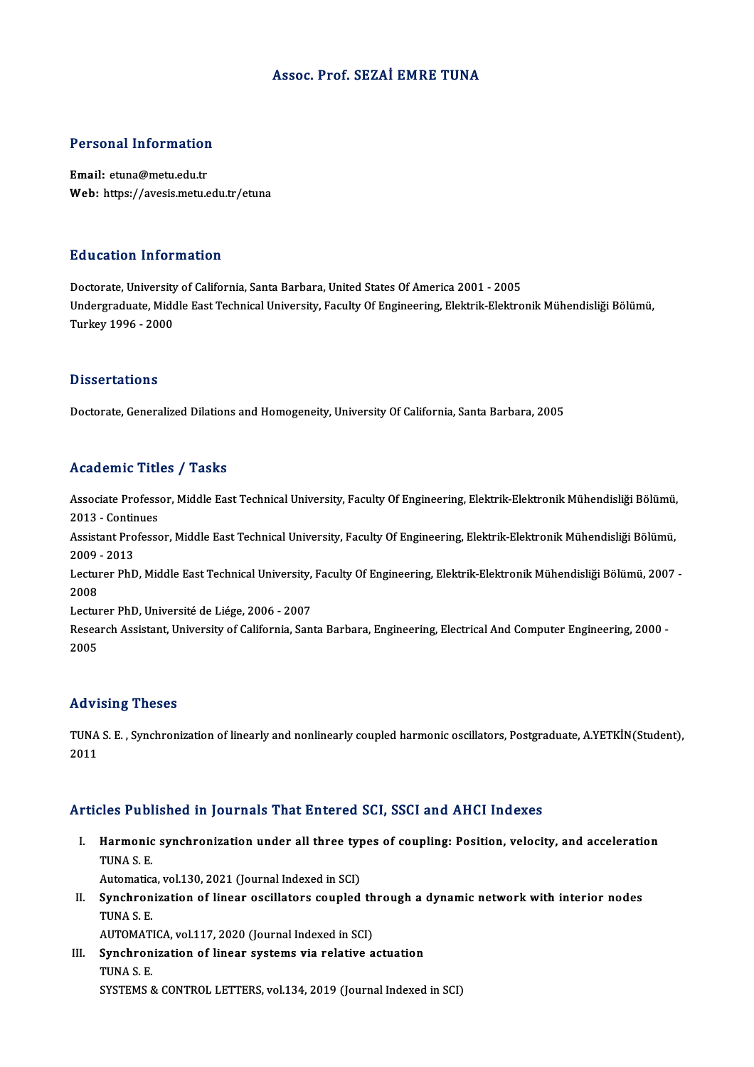# Assoc. Prof. SEZAİ EMRE TUNA

## Personal Information

**Email:** etuna@metu.edu.tr
**Web:** https://avesis.metu.edu.tr/etuna

## Education Information

Doctorate, University of California, Santa Barbara, United States Of America 2001 - 2005
Undergraduate, Middle East Technical University, Faculty Of Engineering, Elektrik-Elektronik Mühendisliği Bölümü, Turkey 1996 - 2000

## Dissertations

Doctorate, Generalized Dilations and Homogeneity, University Of California, Santa Barbara, 2005

## Academic Titles / Tasks

Associate Professor, Middle East Technical University, Faculty Of Engineering, Elektrik-Elektronik Mühendisliği Bölümü, 2013 - Continues
Assistant Professor, Middle East Technical University, Faculty Of Engineering, Elektrik-Elektronik Mühendisliği Bölümü, 2009 - 2013
Lecturer PhD, Middle East Technical University, Faculty Of Engineering, Elektrik-Elektronik Mühendisliği Bölümü, 2007 - 2008
Lecturer PhD, Université de Liége, 2006 - 2007
Research Assistant, University of California, Santa Barbara, Engineering, Electrical And Computer Engineering, 2000 - 2005

## Advising Theses

TUNA S. E. , Synchronization of linearly and nonlinearly coupled harmonic oscillators, Postgraduate, A.YETKİN(Student), 2011

## Articles Published in Journals That Entered SCI, SSCI and AHCI Indexes

I. **Harmonic synchronization under all three types of coupling: Position, velocity, and acceleration**
TUNA S. E.
Automatica, vol.130, 2021 (Journal Indexed in SCI)

II. **Synchronization of linear oscillators coupled through a dynamic network with interior nodes**
TUNA S. E.
AUTOMATICA, vol.117, 2020 (Journal Indexed in SCI)

III. **Synchronization of linear systems via relative actuation**
TUNA S. E.
SYSTEMS & CONTROL LETTERS, vol.134, 2019 (Journal Indexed in SCI)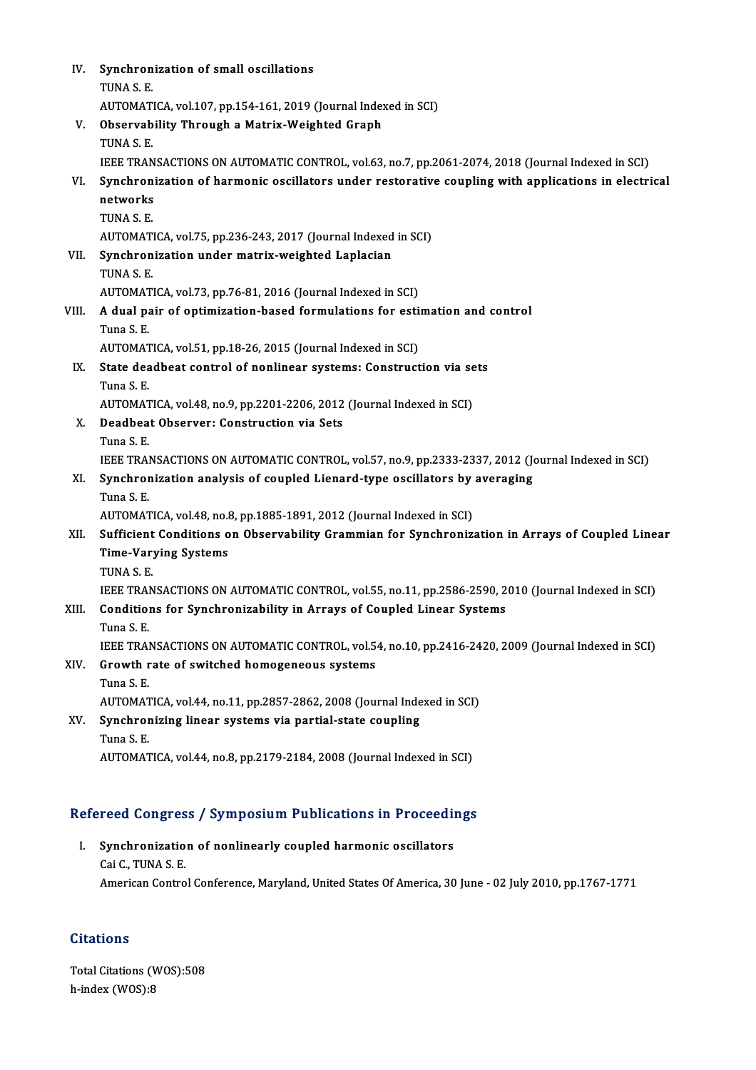IV. **Synchronization of small oscillations**
TUNA S. E.
AUTOMATICA, vol.107, pp.154-161, 2019 (Journal Indexed in SCI)

V. **Observability Through a Matrix-Weighted Graph**
TUNA S. E.
IEEE TRANSACTIONS ON AUTOMATIC CONTROL, vol.63, no.7, pp.2061-2074, 2018 (Journal Indexed in SCI)

VI. **Synchronization of harmonic oscillators under restorative coupling with applications in electrical networks**
TUNA S. E.
AUTOMATICA, vol.75, pp.236-243, 2017 (Journal Indexed in SCI)

VII. **Synchronization under matrix-weighted Laplacian**
TUNA S. E.
AUTOMATICA, vol.73, pp.76-81, 2016 (Journal Indexed in SCI)

VIII. **A dual pair of optimization-based formulations for estimation and control**
Tuna S. E.
AUTOMATICA, vol.51, pp.18-26, 2015 (Journal Indexed in SCI)

IX. **State deadbeat control of nonlinear systems: Construction via sets**
Tuna S. E.
AUTOMATICA, vol.48, no.9, pp.2201-2206, 2012 (Journal Indexed in SCI)

X. **Deadbeat Observer: Construction via Sets**
Tuna S. E.
IEEE TRANSACTIONS ON AUTOMATIC CONTROL, vol.57, no.9, pp.2333-2337, 2012 (Journal Indexed in SCI)

XI. **Synchronization analysis of coupled Lienard-type oscillators by averaging**
Tuna S. E.
AUTOMATICA, vol.48, no.8, pp.1885-1891, 2012 (Journal Indexed in SCI)

XII. **Sufficient Conditions on Observability Grammian for Synchronization in Arrays of Coupled Linear Time-Varying Systems**
TUNA S. E.
IEEE TRANSACTIONS ON AUTOMATIC CONTROL, vol.55, no.11, pp.2586-2590, 2010 (Journal Indexed in SCI)

XIII. **Conditions for Synchronizability in Arrays of Coupled Linear Systems**
Tuna S. E.
IEEE TRANSACTIONS ON AUTOMATIC CONTROL, vol.54, no.10, pp.2416-2420, 2009 (Journal Indexed in SCI)

XIV. **Growth rate of switched homogeneous systems**
Tuna S. E.
AUTOMATICA, vol.44, no.11, pp.2857-2862, 2008 (Journal Indexed in SCI)

XV. **Synchronizing linear systems via partial-state coupling**
Tuna S. E.
AUTOMATICA, vol.44, no.8, pp.2179-2184, 2008 (Journal Indexed in SCI)

## Refereed Congress / Symposium Publications in Proceedings

I. **Synchronization of nonlinearly coupled harmonic oscillators**
Cai C., TUNA S. E.
American Control Conference, Maryland, United States Of America, 30 June - 02 July 2010, pp.1767-1771

## Citations

Total Citations (WOS):508
h-index (WOS):8